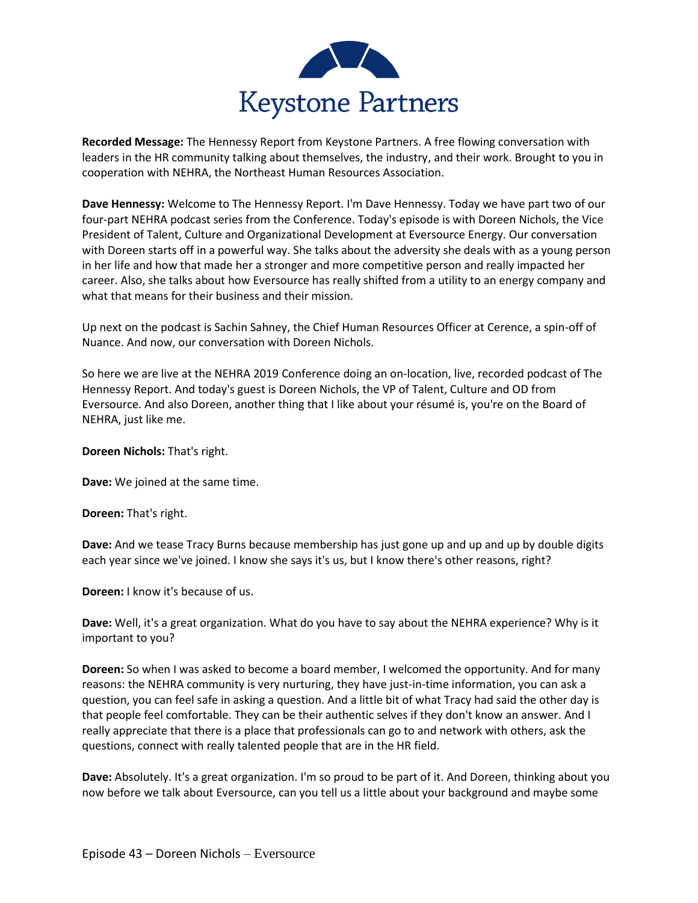Keystone Partners

**Recorded Message:** The Hennessy Report from Keystone Partners. A free flowing conversation with leaders in the HR community talking about themselves, the industry, and their work. Brought to you in cooperation with NEHRA, the Northeast Human Resources Association.

**Dave Hennessy:** Welcome to The Hennessy Report. I'm Dave Hennessy. Today we have part two of our four-part NEHRA podcast series from the Conference. Today's episode is with Doreen Nichols, the Vice President of Talent, Culture and Organizational Development at Eversource Energy. Our conversation with Doreen starts off in a powerful way. She talks about the adversity she deals with as a young person in her life and how that made her a stronger and more competitive person and really impacted her career. Also, she talks about how Eversource has really shifted from a utility to an energy company and what that means for their business and their mission.

Up next on the podcast is Sachin Sahney, the Chief Human Resources Officer at Cerence, a spin-off of Nuance. And now, our conversation with Doreen Nichols.

So here we are live at the NEHRA 2019 Conference doing an on-location, live, recorded podcast of The Hennessy Report. And today's guest is Doreen Nichols, the VP of Talent, Culture and OD from Eversource. And also Doreen, another thing that I like about your résumé is, you're on the Board of NEHRA, just like me.

**Doreen Nichols:** That's right.

**Dave:** We joined at the same time.

**Doreen:** That's right.

**Dave:** And we tease Tracy Burns because membership has just gone up and up and up by double digits each year since we've joined. I know she says it's us, but I know there's other reasons, right?

**Doreen:** I know it's because of us.

**Dave:** Well, it's a great organization. What do you have to say about the NEHRA experience? Why is it important to you?

**Doreen:** So when I was asked to become a board member, I welcomed the opportunity. And for many reasons: the NEHRA community is very nurturing, they have just-in-time information, you can ask a question, you can feel safe in asking a question. And a little bit of what Tracy had said the other day is that people feel comfortable. They can be their authentic selves if they don't know an answer. And I really appreciate that there is a place that professionals can go to and network with others, ask the questions, connect with really talented people that are in the HR field.

**Dave:** Absolutely. It's a great organization. I'm so proud to be part of it. And Doreen, thinking about you now before we talk about Eversource, can you tell us a little about your background and maybe some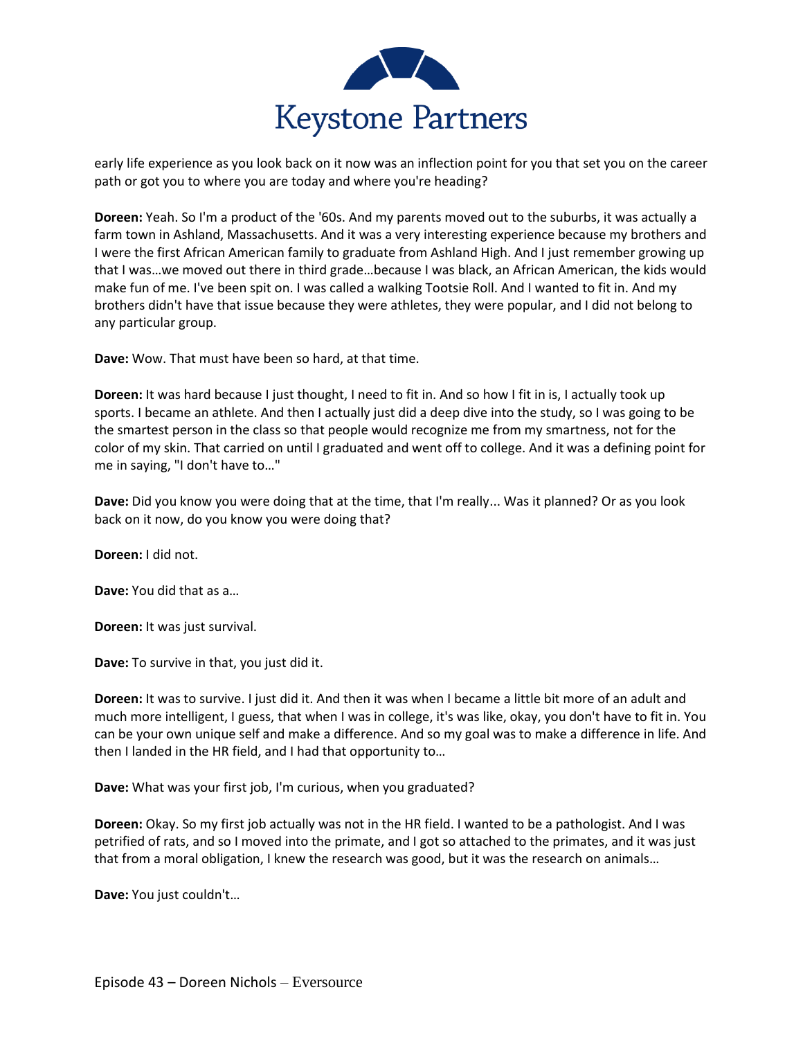early life experience as you look back on it now was an inflection point for you that set you on the career path or got you to where you are today and where you're heading?

**Doreen:** Yeah. So I'm a product of the '60s. And my parents moved out to the suburbs, it was actually a farm town in Ashland, Massachusetts. And it was a very interesting experience because my brothers and I were the first African American family to graduate from Ashland High. And I just remember growing up that I was…we moved out there in third grade…because I was black, an African American, the kids would make fun of me. I've been spit on. I was called a walking Tootsie Roll. And I wanted to fit in. And my brothers didn't have that issue because they were athletes, they were popular, and I did not belong to any particular group.

**Dave:** Wow. That must have been so hard, at that time.

**Doreen:** It was hard because I just thought, I need to fit in. And so how I fit in is, I actually took up sports. I became an athlete. And then I actually just did a deep dive into the study, so I was going to be the smartest person in the class so that people would recognize me from my smartness, not for the color of my skin. That carried on until I graduated and went off to college. And it was a defining point for me in saying, "I don't have to…"

**Dave:** Did you know you were doing that at the time, that I'm really... Was it planned? Or as you look back on it now, do you know you were doing that?

**Doreen:** I did not.

**Dave:** You did that as a…

**Doreen:** It was just survival.

**Dave:** To survive in that, you just did it.

**Doreen:** It was to survive. I just did it. And then it was when I became a little bit more of an adult and much more intelligent, I guess, that when I was in college, it's was like, okay, you don't have to fit in. You can be your own unique self and make a difference. And so my goal was to make a difference in life. And then I landed in the HR field, and I had that opportunity to…

**Dave:** What was your first job, I'm curious, when you graduated?

**Doreen:** Okay. So my first job actually was not in the HR field. I wanted to be a pathologist. And I was petrified of rats, and so I moved into the primate, and I got so attached to the primates, and it was just that from a moral obligation, I knew the research was good, but it was the research on animals…

**Dave:** You just couldn't…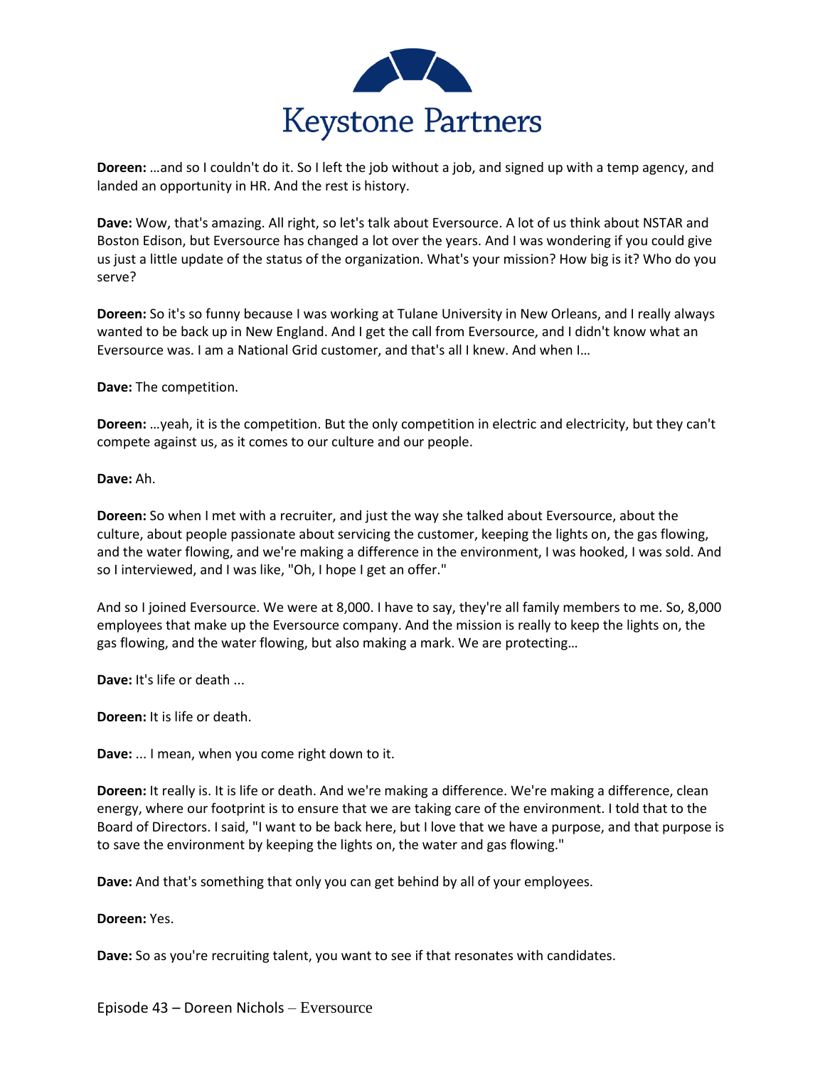**Doreen:** …and so I couldn't do it. So I left the job without a job, and signed up with a temp agency, and landed an opportunity in HR. And the rest is history.

**Dave:** Wow, that's amazing. All right, so let's talk about Eversource. A lot of us think about NSTAR and Boston Edison, but Eversource has changed a lot over the years. And I was wondering if you could give us just a little update of the status of the organization. What's your mission? How big is it? Who do you serve?

**Doreen:** So it's so funny because I was working at Tulane University in New Orleans, and I really always wanted to be back up in New England. And I get the call from Eversource, and I didn't know what an Eversource was. I am a National Grid customer, and that's all I knew. And when I…

**Dave:** The competition.

**Doreen:** …yeah, it is the competition. But the only competition in electric and electricity, but they can't compete against us, as it comes to our culture and our people.

**Dave:** Ah.

**Doreen:** So when I met with a recruiter, and just the way she talked about Eversource, about the culture, about people passionate about servicing the customer, keeping the lights on, the gas flowing, and the water flowing, and we're making a difference in the environment, I was hooked, I was sold. And so I interviewed, and I was like, "Oh, I hope I get an offer."

And so I joined Eversource. We were at 8,000. I have to say, they're all family members to me. So, 8,000 employees that make up the Eversource company. And the mission is really to keep the lights on, the gas flowing, and the water flowing, but also making a mark. We are protecting…

**Dave:** It's life or death ...

**Doreen:** It is life or death.

**Dave:** ... I mean, when you come right down to it.

**Doreen:** It really is. It is life or death. And we're making a difference. We're making a difference, clean energy, where our footprint is to ensure that we are taking care of the environment. I told that to the Board of Directors. I said, "I want to be back here, but I love that we have a purpose, and that purpose is to save the environment by keeping the lights on, the water and gas flowing."

**Dave:** And that's something that only you can get behind by all of your employees.

**Doreen:** Yes.

**Dave:** So as you're recruiting talent, you want to see if that resonates with candidates.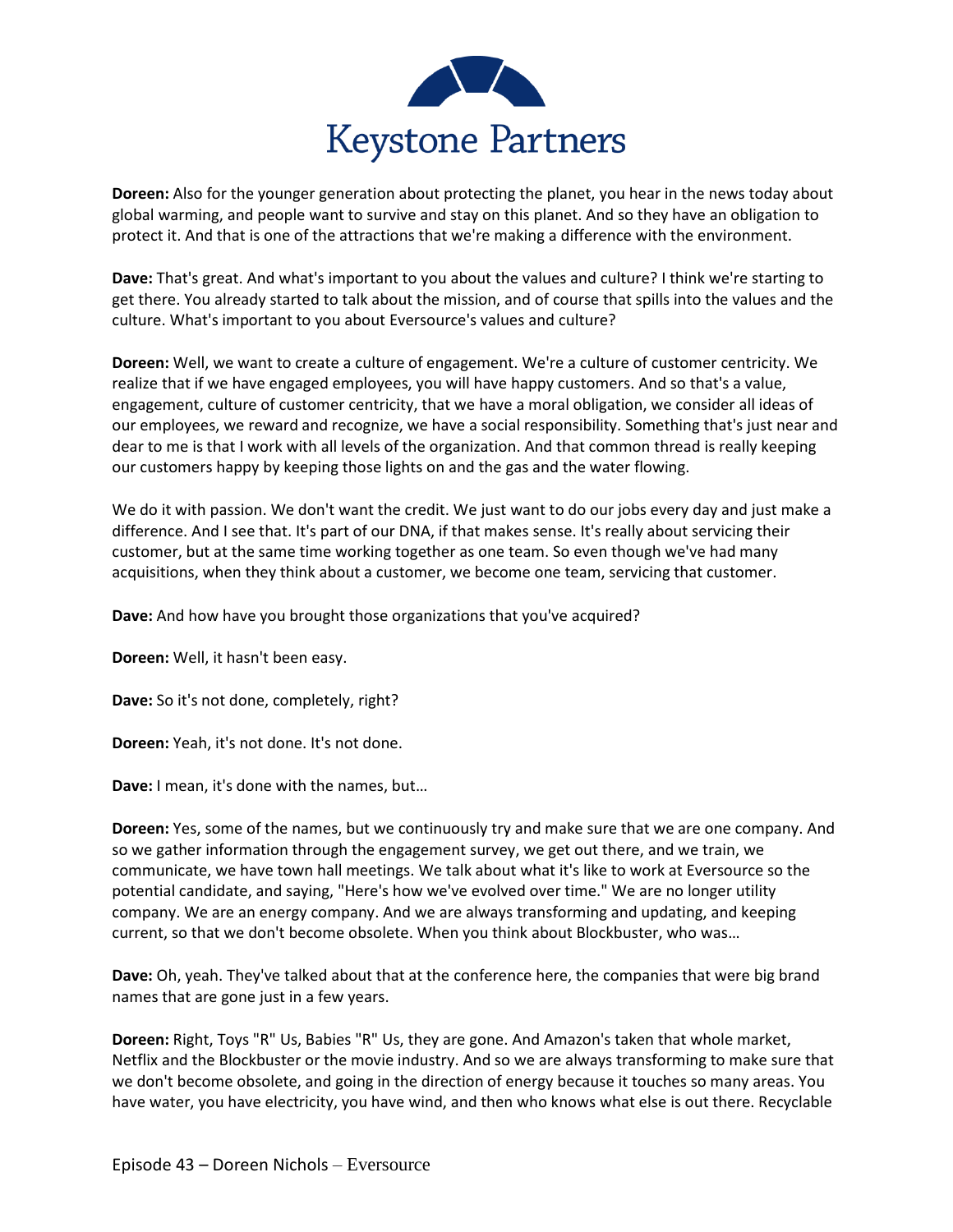**Doreen:** Also for the younger generation about protecting the planet, you hear in the news today about global warming, and people want to survive and stay on this planet. And so they have an obligation to protect it. And that is one of the attractions that we're making a difference with the environment.

**Dave:** That's great. And what's important to you about the values and culture? I think we're starting to get there. You already started to talk about the mission, and of course that spills into the values and the culture. What's important to you about Eversource's values and culture?

**Doreen:** Well, we want to create a culture of engagement. We're a culture of customer centricity. We realize that if we have engaged employees, you will have happy customers. And so that's a value, engagement, culture of customer centricity, that we have a moral obligation, we consider all ideas of our employees, we reward and recognize, we have a social responsibility. Something that's just near and dear to me is that I work with all levels of the organization. And that common thread is really keeping our customers happy by keeping those lights on and the gas and the water flowing.

We do it with passion. We don't want the credit. We just want to do our jobs every day and just make a difference. And I see that. It's part of our DNA, if that makes sense. It's really about servicing their customer, but at the same time working together as one team. So even though we've had many acquisitions, when they think about a customer, we become one team, servicing that customer.

**Dave:** And how have you brought those organizations that you've acquired?

**Doreen:** Well, it hasn't been easy.

**Dave:** So it's not done, completely, right?

**Doreen:** Yeah, it's not done. It's not done.

**Dave:** I mean, it's done with the names, but…

**Doreen:** Yes, some of the names, but we continuously try and make sure that we are one company. And so we gather information through the engagement survey, we get out there, and we train, we communicate, we have town hall meetings. We talk about what it's like to work at Eversource so the potential candidate, and saying, "Here's how we've evolved over time." We are no longer utility company. We are an energy company. And we are always transforming and updating, and keeping current, so that we don't become obsolete. When you think about Blockbuster, who was…

**Dave:** Oh, yeah. They've talked about that at the conference here, the companies that were big brand names that are gone just in a few years.

**Doreen:** Right, Toys "R" Us, Babies "R" Us, they are gone. And Amazon's taken that whole market, Netflix and the Blockbuster or the movie industry. And so we are always transforming to make sure that we don't become obsolete, and going in the direction of energy because it touches so many areas. You have water, you have electricity, you have wind, and then who knows what else is out there. Recyclable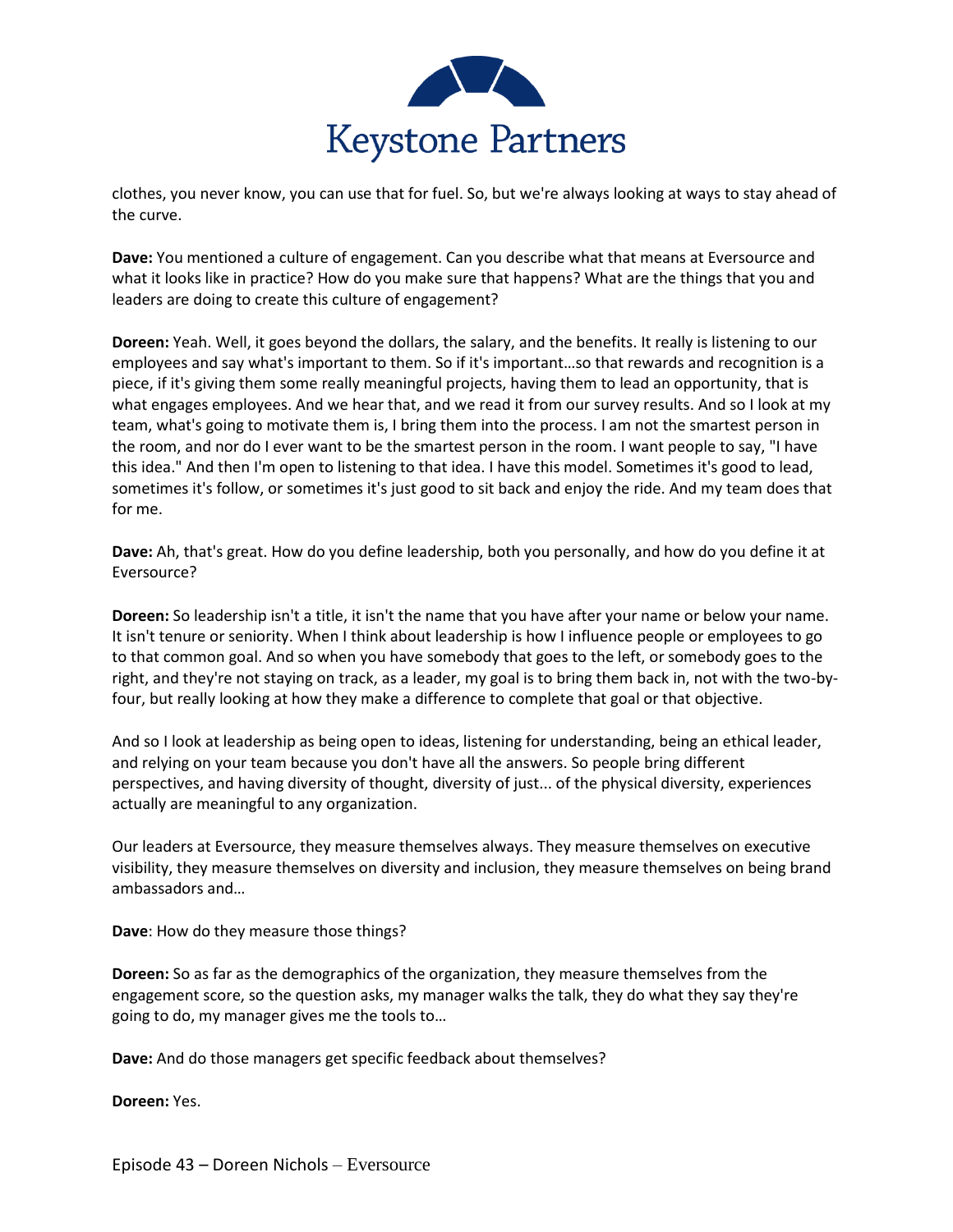clothes, you never know, you can use that for fuel. So, but we're always looking at ways to stay ahead of the curve.

**Dave:** You mentioned a culture of engagement. Can you describe what that means at Eversource and what it looks like in practice? How do you make sure that happens? What are the things that you and leaders are doing to create this culture of engagement?

**Doreen:** Yeah. Well, it goes beyond the dollars, the salary, and the benefits. It really is listening to our employees and say what's important to them. So if it's important…so that rewards and recognition is a piece, if it's giving them some really meaningful projects, having them to lead an opportunity, that is what engages employees. And we hear that, and we read it from our survey results. And so I look at my team, what's going to motivate them is, I bring them into the process. I am not the smartest person in the room, and nor do I ever want to be the smartest person in the room. I want people to say, "I have this idea." And then I'm open to listening to that idea. I have this model. Sometimes it's good to lead, sometimes it's follow, or sometimes it's just good to sit back and enjoy the ride. And my team does that for me.

**Dave:** Ah, that's great. How do you define leadership, both you personally, and how do you define it at Eversource?

**Doreen:** So leadership isn't a title, it isn't the name that you have after your name or below your name. It isn't tenure or seniority. When I think about leadership is how I influence people or employees to go to that common goal. And so when you have somebody that goes to the left, or somebody goes to the right, and they're not staying on track, as a leader, my goal is to bring them back in, not with the two-by-four, but really looking at how they make a difference to complete that goal or that objective.

And so I look at leadership as being open to ideas, listening for understanding, being an ethical leader, and relying on your team because you don't have all the answers. So people bring different perspectives, and having diversity of thought, diversity of just... of the physical diversity, experiences actually are meaningful to any organization.

Our leaders at Eversource, they measure themselves always. They measure themselves on executive visibility, they measure themselves on diversity and inclusion, they measure themselves on being brand ambassadors and…

**Dave**: How do they measure those things?

**Doreen:** So as far as the demographics of the organization, they measure themselves from the engagement score, so the question asks, my manager walks the talk, they do what they say they're going to do, my manager gives me the tools to…

**Dave:** And do those managers get specific feedback about themselves?

**Doreen:** Yes.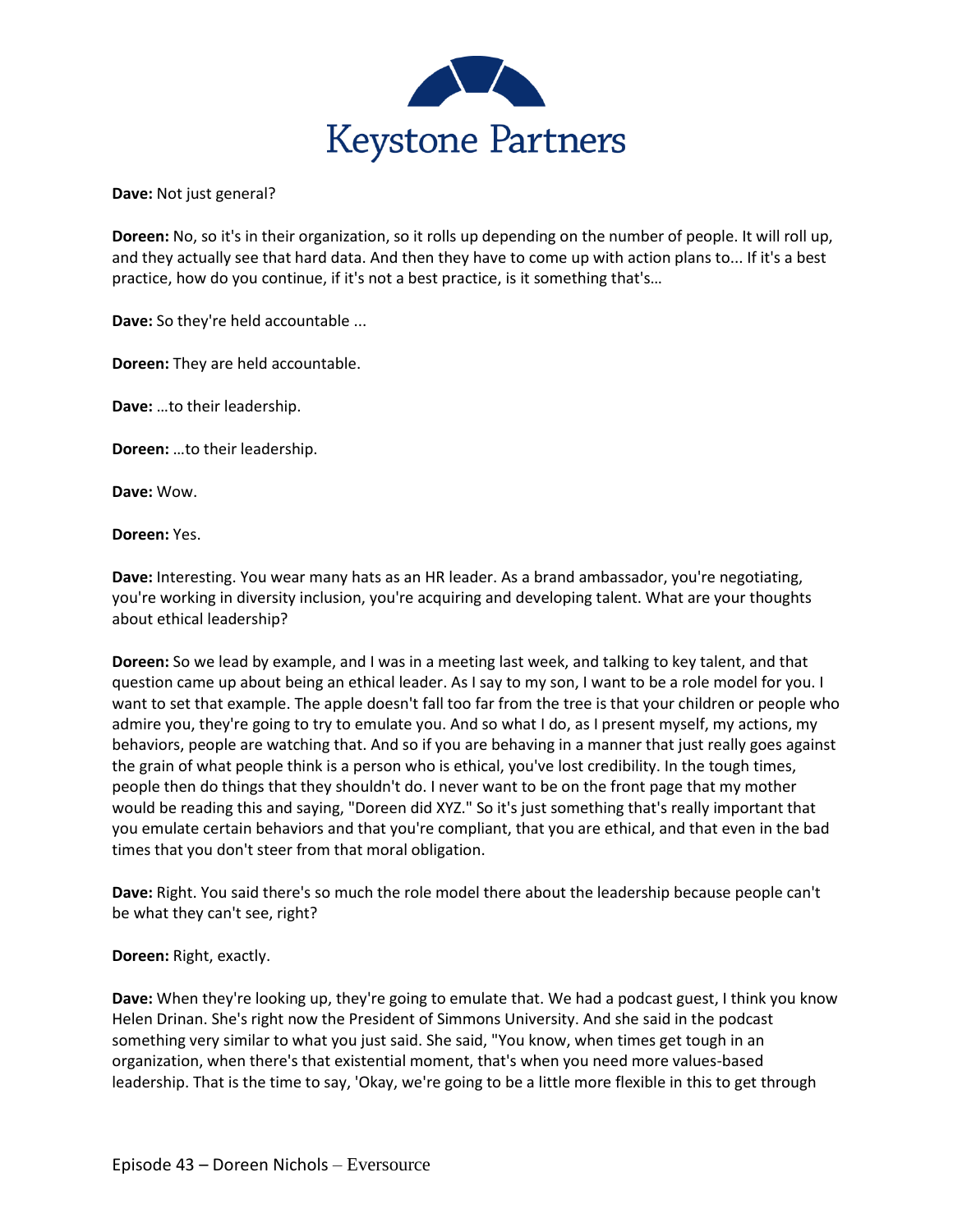**Dave:** Not just general?

**Doreen:** No, so it's in their organization, so it rolls up depending on the number of people. It will roll up, and they actually see that hard data. And then they have to come up with action plans to... If it's a best practice, how do you continue, if it's not a best practice, is it something that's…

**Dave:** So they're held accountable ...

**Doreen:** They are held accountable.

**Dave:** …to their leadership.

**Doreen:** …to their leadership.

**Dave:** Wow.

**Doreen:** Yes.

**Dave:** Interesting. You wear many hats as an HR leader. As a brand ambassador, you're negotiating, you're working in diversity inclusion, you're acquiring and developing talent. What are your thoughts about ethical leadership?

**Doreen:** So we lead by example, and I was in a meeting last week, and talking to key talent, and that question came up about being an ethical leader. As I say to my son, I want to be a role model for you. I want to set that example. The apple doesn't fall too far from the tree is that your children or people who admire you, they're going to try to emulate you. And so what I do, as I present myself, my actions, my behaviors, people are watching that. And so if you are behaving in a manner that just really goes against the grain of what people think is a person who is ethical, you've lost credibility. In the tough times, people then do things that they shouldn't do. I never want to be on the front page that my mother would be reading this and saying, "Doreen did XYZ." So it's just something that's really important that you emulate certain behaviors and that you're compliant, that you are ethical, and that even in the bad times that you don't steer from that moral obligation.

**Dave:** Right. You said there's so much the role model there about the leadership because people can't be what they can't see, right?

**Doreen:** Right, exactly.

**Dave:** When they're looking up, they're going to emulate that. We had a podcast guest, I think you know Helen Drinan. She's right now the President of Simmons University. And she said in the podcast something very similar to what you just said. She said, "You know, when times get tough in an organization, when there's that existential moment, that's when you need more values-based leadership. That is the time to say, 'Okay, we're going to be a little more flexible in this to get through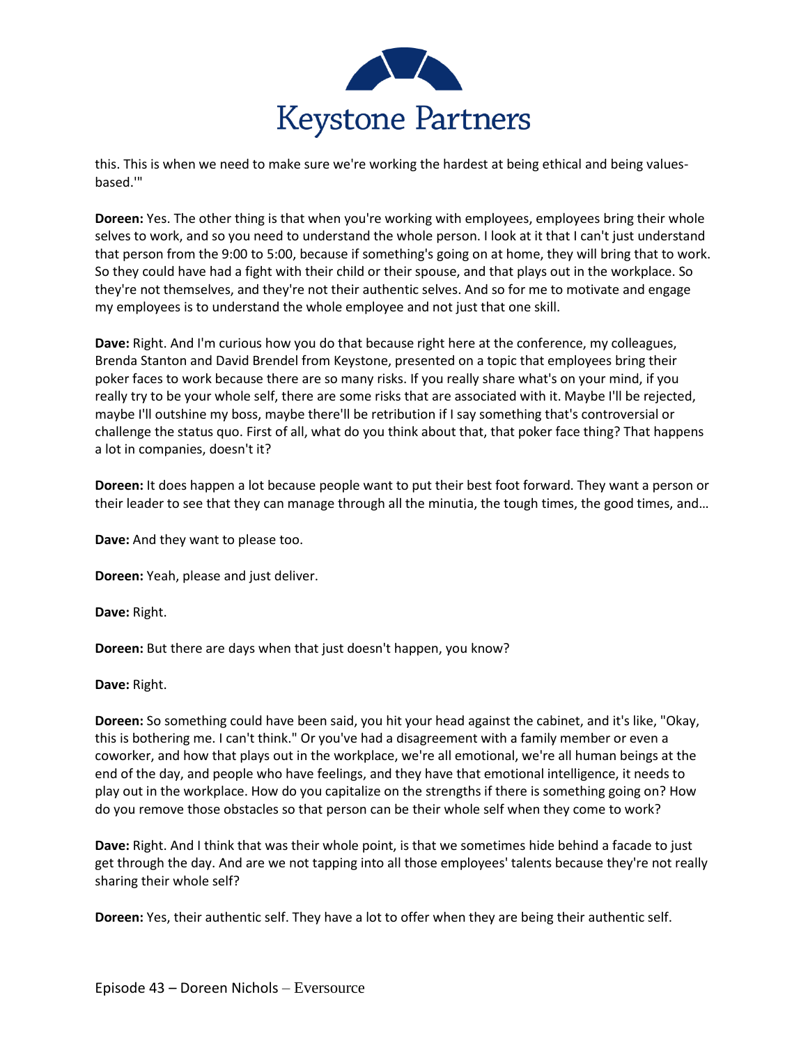this. This is when we need to make sure we're working the hardest at being ethical and being values-based.'"

**Doreen:** Yes. The other thing is that when you're working with employees, employees bring their whole selves to work, and so you need to understand the whole person. I look at it that I can't just understand that person from the 9:00 to 5:00, because if something's going on at home, they will bring that to work. So they could have had a fight with their child or their spouse, and that plays out in the workplace. So they're not themselves, and they're not their authentic selves. And so for me to motivate and engage my employees is to understand the whole employee and not just that one skill.

**Dave:** Right. And I'm curious how you do that because right here at the conference, my colleagues, Brenda Stanton and David Brendel from Keystone, presented on a topic that employees bring their poker faces to work because there are so many risks. If you really share what's on your mind, if you really try to be your whole self, there are some risks that are associated with it. Maybe I'll be rejected, maybe I'll outshine my boss, maybe there'll be retribution if I say something that's controversial or challenge the status quo. First of all, what do you think about that, that poker face thing? That happens a lot in companies, doesn't it?

**Doreen:** It does happen a lot because people want to put their best foot forward. They want a person or their leader to see that they can manage through all the minutia, the tough times, the good times, and…

**Dave:** And they want to please too.

**Doreen:** Yeah, please and just deliver.

**Dave:** Right.

**Doreen:** But there are days when that just doesn't happen, you know?

**Dave:** Right.

**Doreen:** So something could have been said, you hit your head against the cabinet, and it's like, "Okay, this is bothering me. I can't think." Or you've had a disagreement with a family member or even a coworker, and how that plays out in the workplace, we're all emotional, we're all human beings at the end of the day, and people who have feelings, and they have that emotional intelligence, it needs to play out in the workplace. How do you capitalize on the strengths if there is something going on? How do you remove those obstacles so that person can be their whole self when they come to work?

**Dave:** Right. And I think that was their whole point, is that we sometimes hide behind a facade to just get through the day. And are we not tapping into all those employees' talents because they're not really sharing their whole self?

**Doreen:** Yes, their authentic self. They have a lot to offer when they are being their authentic self.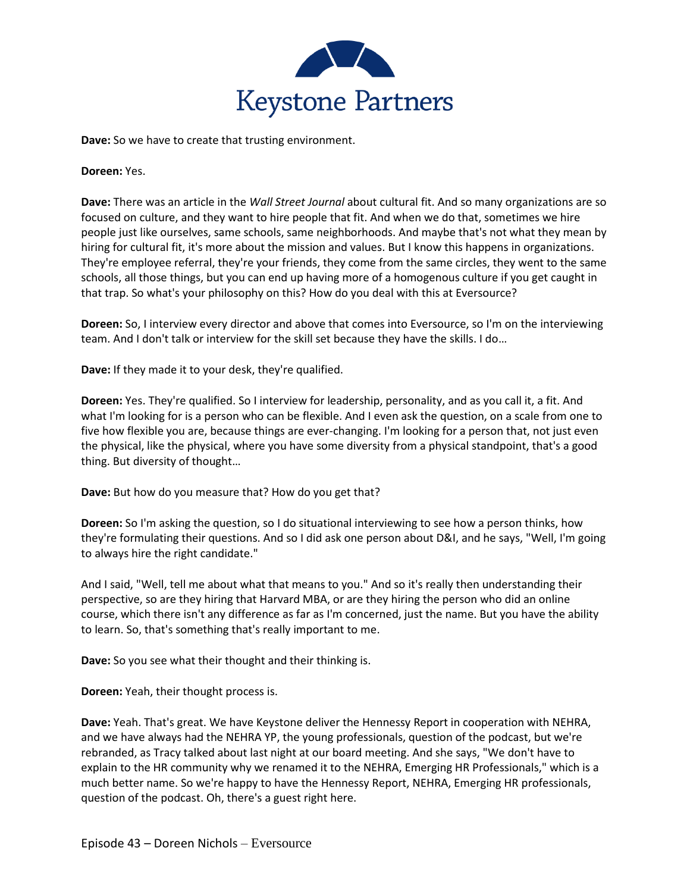**Dave:** So we have to create that trusting environment.

**Doreen:** Yes.

**Dave:** There was an article in the *Wall Street Journal* about cultural fit. And so many organizations are so focused on culture, and they want to hire people that fit. And when we do that, sometimes we hire people just like ourselves, same schools, same neighborhoods. And maybe that's not what they mean by hiring for cultural fit, it's more about the mission and values. But I know this happens in organizations. They're employee referral, they're your friends, they come from the same circles, they went to the same schools, all those things, but you can end up having more of a homogenous culture if you get caught in that trap. So what's your philosophy on this? How do you deal with this at Eversource?

**Doreen:** So, I interview every director and above that comes into Eversource, so I'm on the interviewing team. And I don't talk or interview for the skill set because they have the skills. I do…

**Dave:** If they made it to your desk, they're qualified.

**Doreen:** Yes. They're qualified. So I interview for leadership, personality, and as you call it, a fit. And what I'm looking for is a person who can be flexible. And I even ask the question, on a scale from one to five how flexible you are, because things are ever-changing. I'm looking for a person that, not just even the physical, like the physical, where you have some diversity from a physical standpoint, that's a good thing. But diversity of thought…

**Dave:** But how do you measure that? How do you get that?

**Doreen:** So I'm asking the question, so I do situational interviewing to see how a person thinks, how they're formulating their questions. And so I did ask one person about D&I, and he says, "Well, I'm going to always hire the right candidate."

And I said, "Well, tell me about what that means to you." And so it's really then understanding their perspective, so are they hiring that Harvard MBA, or are they hiring the person who did an online course, which there isn't any difference as far as I'm concerned, just the name. But you have the ability to learn. So, that's something that's really important to me.

**Dave:** So you see what their thought and their thinking is.

**Doreen:** Yeah, their thought process is.

**Dave:** Yeah. That's great. We have Keystone deliver the Hennessy Report in cooperation with NEHRA, and we have always had the NEHRA YP, the young professionals, question of the podcast, but we're rebranded, as Tracy talked about last night at our board meeting. And she says, "We don't have to explain to the HR community why we renamed it to the NEHRA, Emerging HR Professionals," which is a much better name. So we're happy to have the Hennessy Report, NEHRA, Emerging HR professionals, question of the podcast. Oh, there's a guest right here.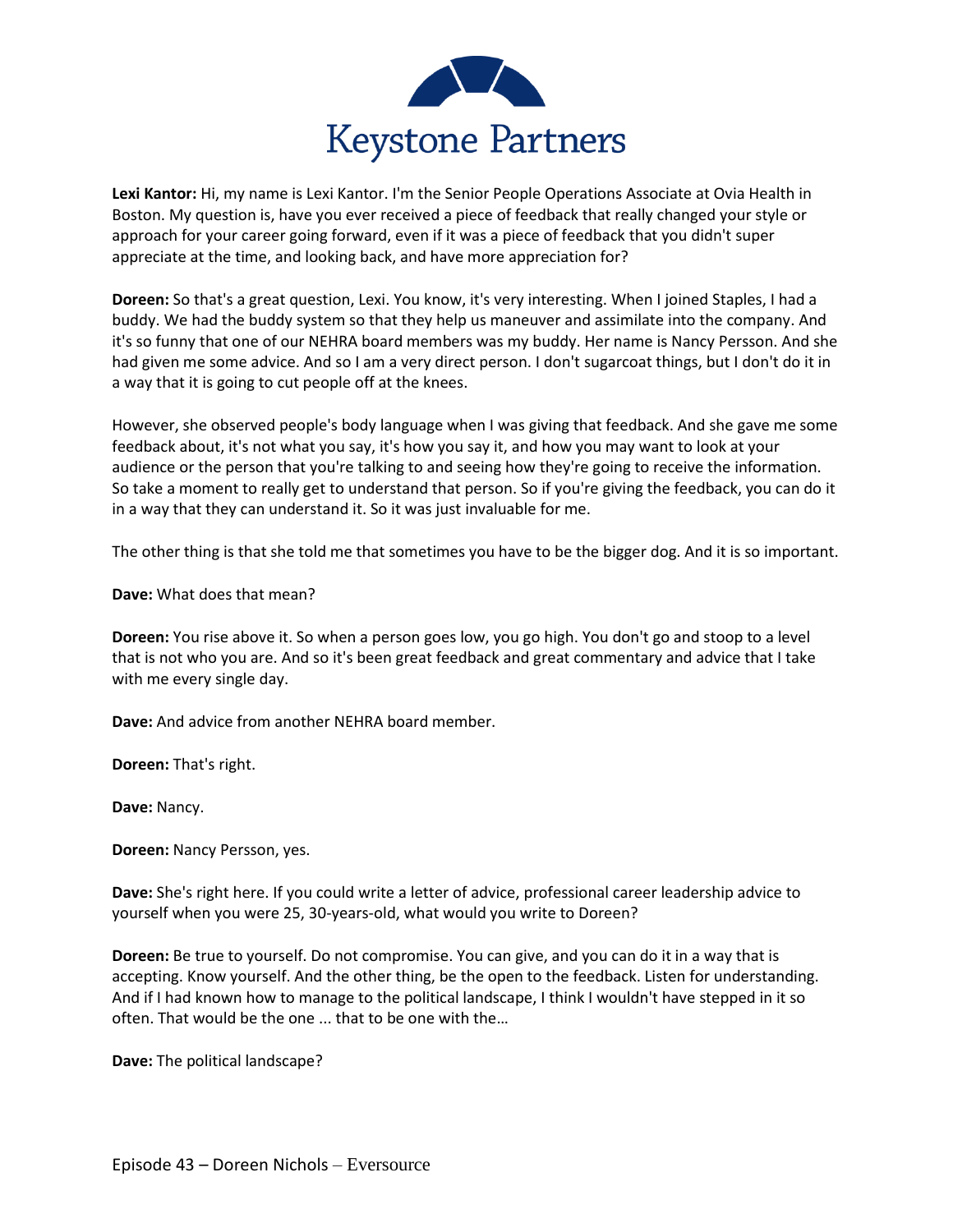**Lexi Kantor:** Hi, my name is Lexi Kantor. I'm the Senior People Operations Associate at Ovia Health in Boston. My question is, have you ever received a piece of feedback that really changed your style or approach for your career going forward, even if it was a piece of feedback that you didn't super appreciate at the time, and looking back, and have more appreciation for?

**Doreen:** So that's a great question, Lexi. You know, it's very interesting. When I joined Staples, I had a buddy. We had the buddy system so that they help us maneuver and assimilate into the company. And it's so funny that one of our NEHRA board members was my buddy. Her name is Nancy Persson. And she had given me some advice. And so I am a very direct person. I don't sugarcoat things, but I don't do it in a way that it is going to cut people off at the knees.

However, she observed people's body language when I was giving that feedback. And she gave me some feedback about, it's not what you say, it's how you say it, and how you may want to look at your audience or the person that you're talking to and seeing how they're going to receive the information. So take a moment to really get to understand that person. So if you're giving the feedback, you can do it in a way that they can understand it. So it was just invaluable for me.

The other thing is that she told me that sometimes you have to be the bigger dog. And it is so important.

**Dave:** What does that mean?

**Doreen:** You rise above it. So when a person goes low, you go high. You don't go and stoop to a level that is not who you are. And so it's been great feedback and great commentary and advice that I take with me every single day.

**Dave:** And advice from another NEHRA board member.

**Doreen:** That's right.

**Dave:** Nancy.

**Doreen:** Nancy Persson, yes.

**Dave:** She's right here. If you could write a letter of advice, professional career leadership advice to yourself when you were 25, 30-years-old, what would you write to Doreen?

**Doreen:** Be true to yourself. Do not compromise. You can give, and you can do it in a way that is accepting. Know yourself. And the other thing, be the open to the feedback. Listen for understanding. And if I had known how to manage to the political landscape, I think I wouldn't have stepped in it so often. That would be the one ... that to be one with the…

**Dave:** The political landscape?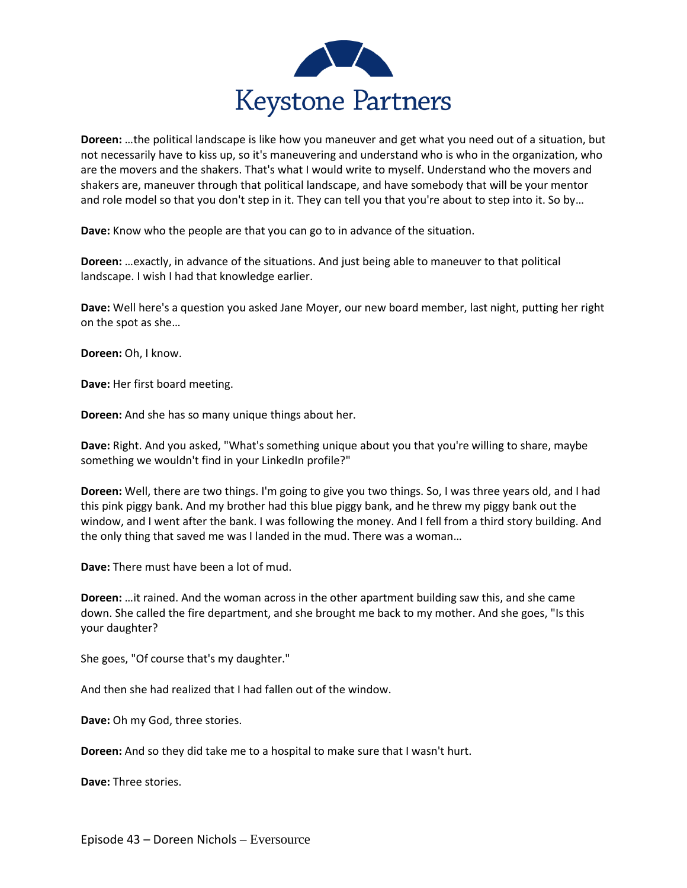**Doreen:** …the political landscape is like how you maneuver and get what you need out of a situation, but not necessarily have to kiss up, so it's maneuvering and understand who is who in the organization, who are the movers and the shakers. That's what I would write to myself. Understand who the movers and shakers are, maneuver through that political landscape, and have somebody that will be your mentor and role model so that you don't step in it. They can tell you that you're about to step into it. So by…

**Dave:** Know who the people are that you can go to in advance of the situation.

**Doreen:** …exactly, in advance of the situations. And just being able to maneuver to that political landscape. I wish I had that knowledge earlier.

**Dave:** Well here's a question you asked Jane Moyer, our new board member, last night, putting her right on the spot as she…

**Doreen:** Oh, I know.

**Dave:** Her first board meeting.

**Doreen:** And she has so many unique things about her.

**Dave:** Right. And you asked, "What's something unique about you that you're willing to share, maybe something we wouldn't find in your LinkedIn profile?"

**Doreen:** Well, there are two things. I'm going to give you two things. So, I was three years old, and I had this pink piggy bank. And my brother had this blue piggy bank, and he threw my piggy bank out the window, and I went after the bank. I was following the money. And I fell from a third story building. And the only thing that saved me was I landed in the mud. There was a woman…

**Dave:** There must have been a lot of mud.

**Doreen:** …it rained. And the woman across in the other apartment building saw this, and she came down. She called the fire department, and she brought me back to my mother. And she goes, "Is this your daughter?

She goes, "Of course that's my daughter."

And then she had realized that I had fallen out of the window.

**Dave:** Oh my God, three stories.

**Doreen:** And so they did take me to a hospital to make sure that I wasn't hurt.

**Dave:** Three stories.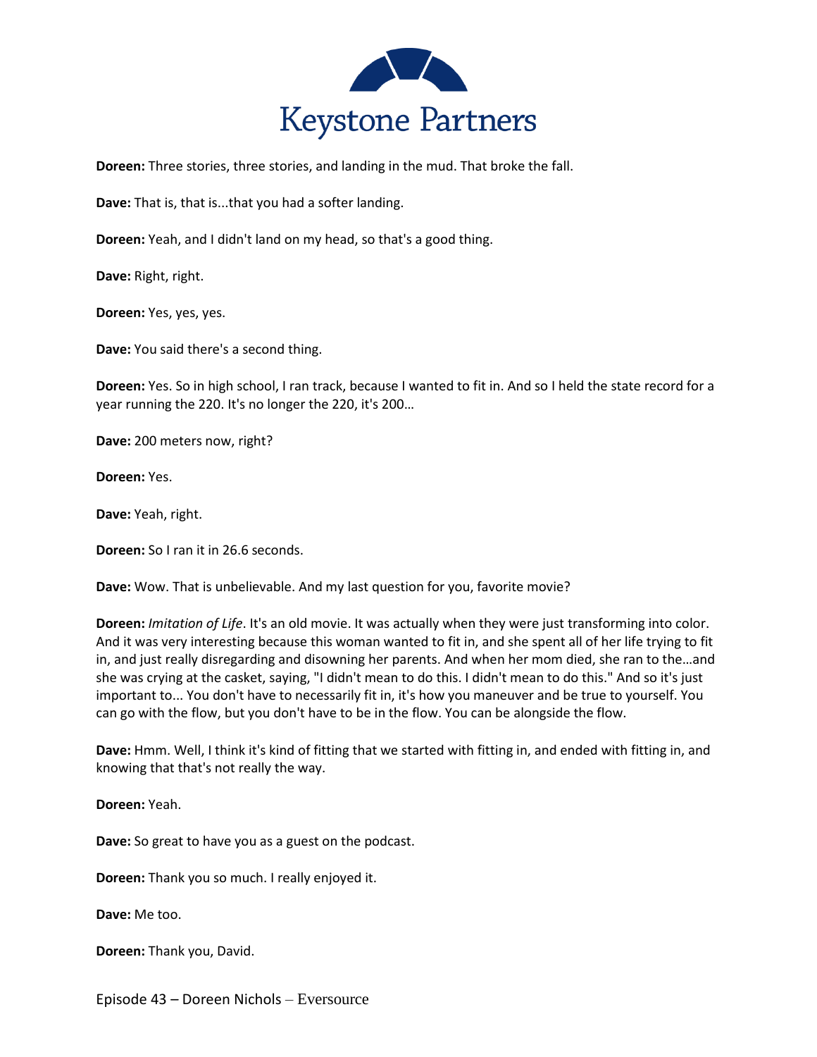**Doreen:** Three stories, three stories, and landing in the mud. That broke the fall.

**Dave:** That is, that is...that you had a softer landing.

**Doreen:** Yeah, and I didn't land on my head, so that's a good thing.

**Dave:** Right, right.

**Doreen:** Yes, yes, yes.

**Dave:** You said there's a second thing.

**Doreen:** Yes. So in high school, I ran track, because I wanted to fit in. And so I held the state record for a year running the 220. It's no longer the 220, it's 200…

**Dave:** 200 meters now, right?

**Doreen:** Yes.

**Dave:** Yeah, right.

**Doreen:** So I ran it in 26.6 seconds.

**Dave:** Wow. That is unbelievable. And my last question for you, favorite movie?

**Doreen:** *Imitation of Life*. It's an old movie. It was actually when they were just transforming into color. And it was very interesting because this woman wanted to fit in, and she spent all of her life trying to fit in, and just really disregarding and disowning her parents. And when her mom died, she ran to the…and she was crying at the casket, saying, "I didn't mean to do this. I didn't mean to do this." And so it's just important to... You don't have to necessarily fit in, it's how you maneuver and be true to yourself. You can go with the flow, but you don't have to be in the flow. You can be alongside the flow.

**Dave:** Hmm. Well, I think it's kind of fitting that we started with fitting in, and ended with fitting in, and knowing that that's not really the way.

**Doreen:** Yeah.

**Dave:** So great to have you as a guest on the podcast.

**Doreen:** Thank you so much. I really enjoyed it.

**Dave:** Me too.

**Doreen:** Thank you, David.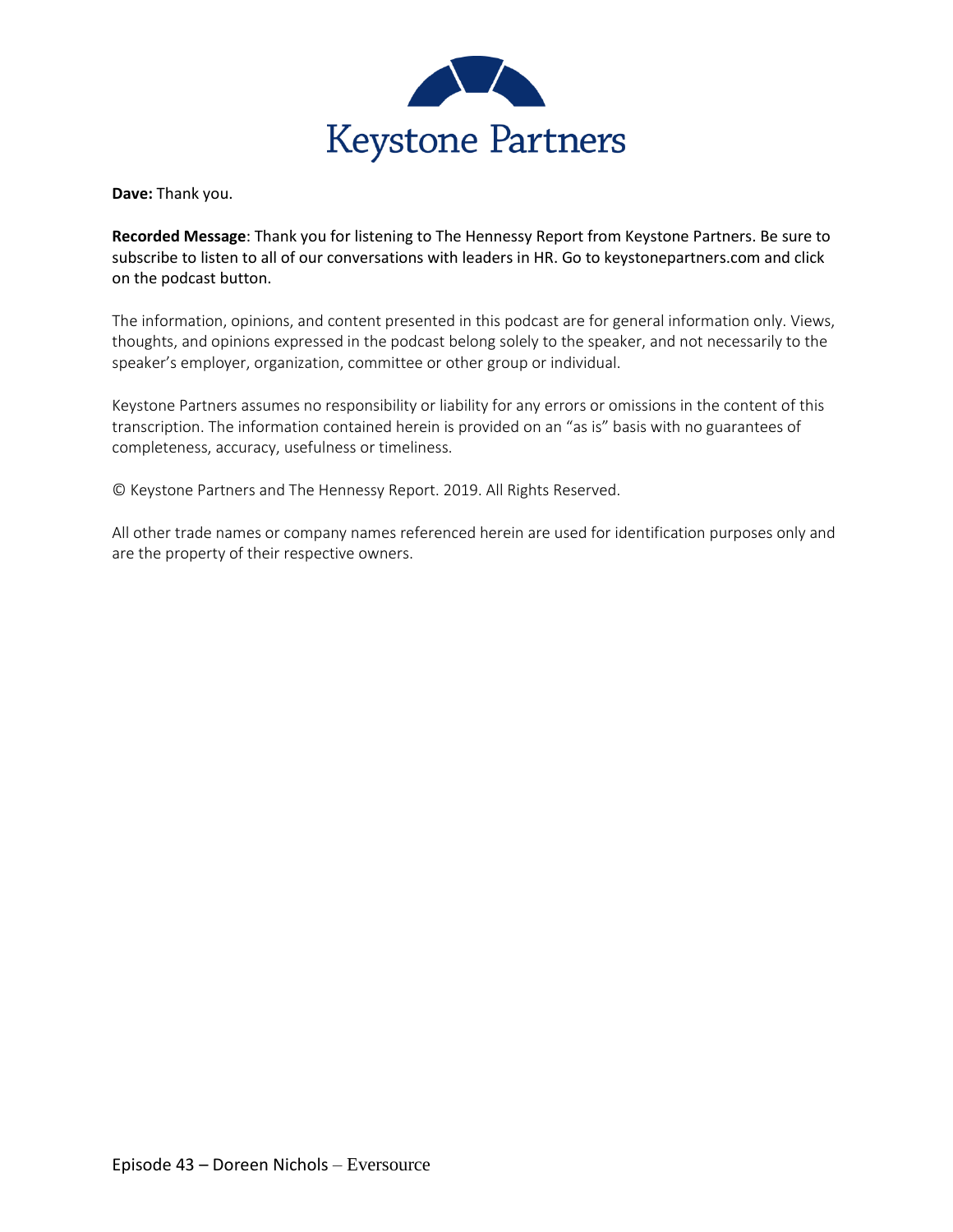**Dave:** Thank you.

**Recorded Message**: Thank you for listening to The Hennessy Report from Keystone Partners. Be sure to subscribe to listen to all of our conversations with leaders in HR. Go to keystonepartners.com and click on the podcast button.

The information, opinions, and content presented in this podcast are for general information only. Views, thoughts, and opinions expressed in the podcast belong solely to the speaker, and not necessarily to the speaker's employer, organization, committee or other group or individual.

Keystone Partners assumes no responsibility or liability for any errors or omissions in the content of this transcription. The information contained herein is provided on an "as is" basis with no guarantees of completeness, accuracy, usefulness or timeliness.

© Keystone Partners and The Hennessy Report. 2019. All Rights Reserved.

All other trade names or company names referenced herein are used for identification purposes only and are the property of their respective owners.